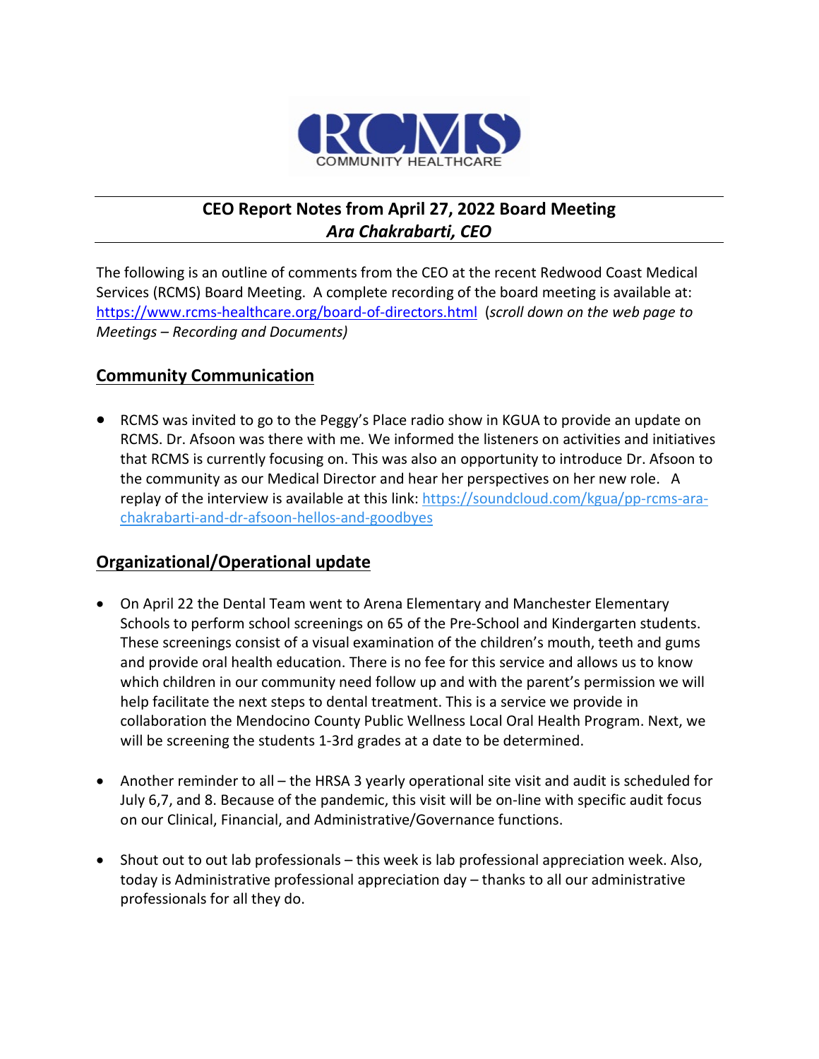RCMS
COMMUNITY HEALTHCARE

# CEO Report Notes from April 27, 2022 Board Meeting
## *Ara Chakrabarti, CEO*

The following is an outline of comments from the CEO at the recent Redwood Coast Medical Services (RCMS) Board Meeting. A complete recording of the board meeting is available at: https://www.rcms-healthcare.org/board-of-directors.html (*scroll down on the web page to Meetings – Recording and Documents)*

## Community Communication

- RCMS was invited to go to the Peggy's Place radio show in KGUA to provide an update on RCMS. Dr. Afsoon was there with me. We informed the listeners on activities and initiatives that RCMS is currently focusing on. This was also an opportunity to introduce Dr. Afsoon to the community as our Medical Director and hear her perspectives on her new role. A replay of the interview is available at this link: https://soundcloud.com/kgua/pp-rcms-ara-chakrabarti-and-dr-afsoon-hellos-and-goodbyes

## Organizational/Operational update

- On April 22 the Dental Team went to Arena Elementary and Manchester Elementary Schools to perform school screenings on 65 of the Pre-School and Kindergarten students. These screenings consist of a visual examination of the children's mouth, teeth and gums and provide oral health education. There is no fee for this service and allows us to know which children in our community need follow up and with the parent's permission we will help facilitate the next steps to dental treatment. This is a service we provide in collaboration the Mendocino County Public Wellness Local Oral Health Program. Next, we will be screening the students 1-3rd grades at a date to be determined.

- Another reminder to all – the HRSA 3 yearly operational site visit and audit is scheduled for July 6,7, and 8. Because of the pandemic, this visit will be on-line with specific audit focus on our Clinical, Financial, and Administrative/Governance functions.

- Shout out to out lab professionals – this week is lab professional appreciation week. Also, today is Administrative professional appreciation day – thanks to all our administrative professionals for all they do.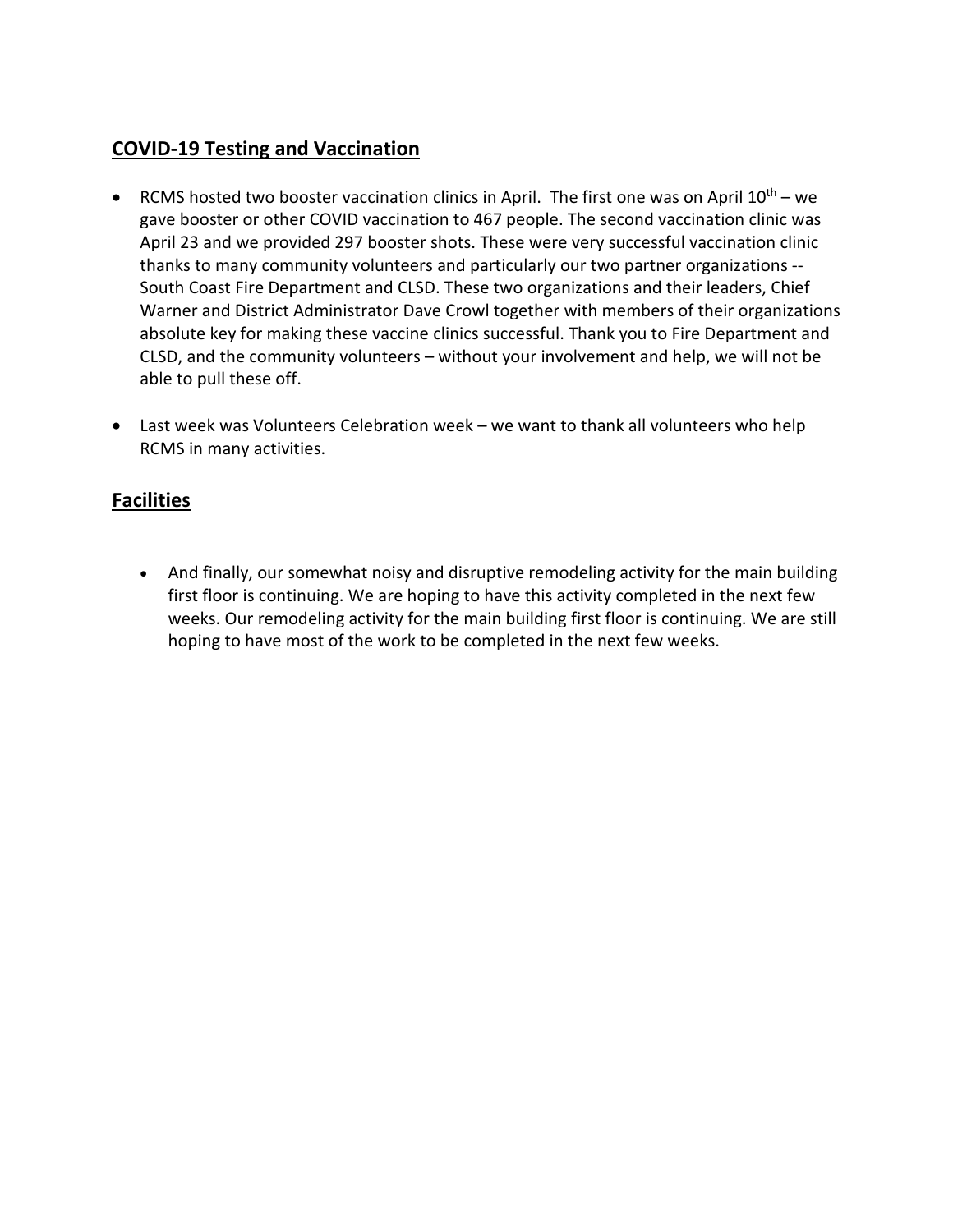## COVID-19 Testing and Vaccination

- RCMS hosted two booster vaccination clinics in April. The first one was on April 10th – we gave booster or other COVID vaccination to 467 people. The second vaccination clinic was April 23 and we provided 297 booster shots. These were very successful vaccination clinic thanks to many community volunteers and particularly our two partner organizations -- South Coast Fire Department and CLSD. These two organizations and their leaders, Chief Warner and District Administrator Dave Crowl together with members of their organizations absolute key for making these vaccine clinics successful. Thank you to Fire Department and CLSD, and the community volunteers – without your involvement and help, we will not be able to pull these off.

- Last week was Volunteers Celebration week – we want to thank all volunteers who help RCMS in many activities.

## Facilities

- And finally, our somewhat noisy and disruptive remodeling activity for the main building first floor is continuing. We are hoping to have this activity completed in the next few weeks. Our remodeling activity for the main building first floor is continuing. We are still hoping to have most of the work to be completed in the next few weeks.